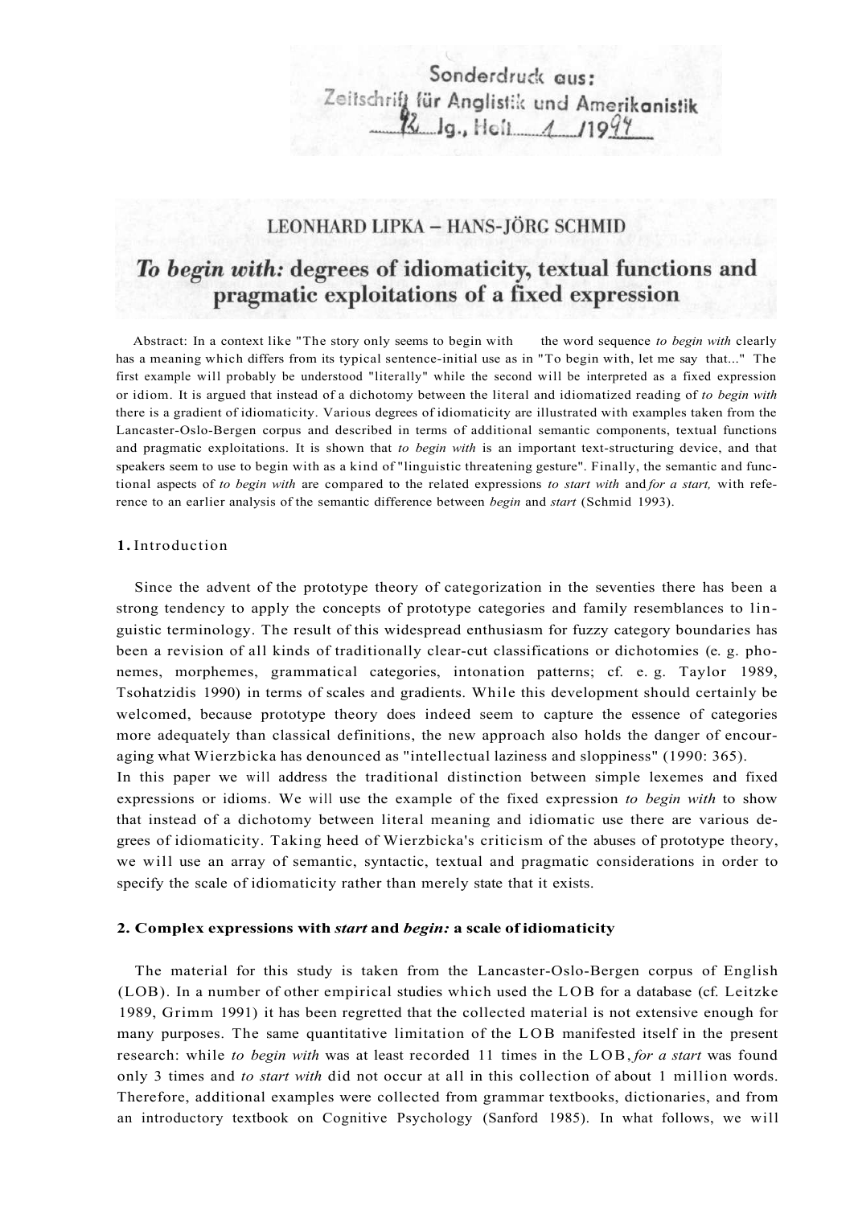Sonderdruck aus:
Zeitschrift für Anglistik und Amerikanistik
42 Jg., Heft 1 /1994

LEONHARD LIPKA – HANS-JÖRG SCHMID

# *To begin with:* degrees of idiomaticity, textual functions and pragmatic exploitations of a fixed expression

Abstract: In a context like "The story only seems to begin with the word sequence *to begin with* clearly has a meaning which differs from its typical sentence-initial use as in "To begin with, let me say that..." The first example will probably be understood "literally" while the second will be interpreted as a fixed expression or idiom. It is argued that instead of a dichotomy between the literal and idiomatized reading of *to begin with* there is a gradient of idiomaticity. Various degrees of idiomaticity are illustrated with examples taken from the Lancaster-Oslo-Bergen corpus and described in terms of additional semantic components, textual functions and pragmatic exploitations. It is shown that *to begin with* is an important text-structuring device, and that speakers seem to use to begin with as a kind of "linguistic threatening gesture". Finally, the semantic and functional aspects of *to begin with* are compared to the related expressions *to start with* and *for a start,* with reference to an earlier analysis of the semantic difference between *begin* and *start* (Schmid 1993).

## 1. Introduction

Since the advent of the prototype theory of categorization in the seventies there has been a strong tendency to apply the concepts of prototype categories and family resemblances to linguistic terminology. The result of this widespread enthusiasm for fuzzy category boundaries has been a revision of all kinds of traditionally clear-cut classifications or dichotomies (e. g. phonemes, morphemes, grammatical categories, intonation patterns; cf. e. g. Taylor 1989, Tsohatzidis 1990) in terms of scales and gradients. While this development should certainly be welcomed, because prototype theory does indeed seem to capture the essence of categories more adequately than classical definitions, the new approach also holds the danger of encouraging what Wierzbicka has denounced as "intellectual laziness and sloppiness" (1990: 365).
In this paper we will address the traditional distinction between simple lexemes and fixed expressions or idioms. We will use the example of the fixed expression *to begin with* to show that instead of a dichotomy between literal meaning and idiomatic use there are various degrees of idiomaticity. Taking heed of Wierzbicka's criticism of the abuses of prototype theory, we will use an array of semantic, syntactic, textual and pragmatic considerations in order to specify the scale of idiomaticity rather than merely state that it exists.

## 2. Complex expressions with *start* and *begin:* a scale of idiomaticity

The material for this study is taken from the Lancaster-Oslo-Bergen corpus of English (LOB). In a number of other empirical studies which used the LOB for a database (cf. Leitzke 1989, Grimm 1991) it has been regretted that the collected material is not extensive enough for many purposes. The same quantitative limitation of the LOB manifested itself in the present research: while *to begin with* was at least recorded 11 times in the LOB, *for a start* was found only 3 times and *to start with* did not occur at all in this collection of about 1 million words. Therefore, additional examples were collected from grammar textbooks, dictionaries, and from an introductory textbook on Cognitive Psychology (Sanford 1985). In what follows, we will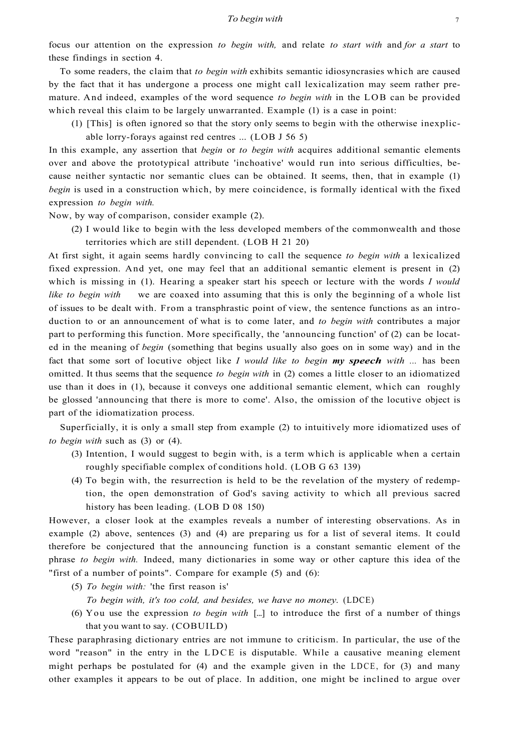focus our attention on the expression *to begin with,* and relate *to start with* and *for a start* to these findings in section 4.

To some readers, the claim that *to begin with* exhibits semantic idiosyncrasies which are caused by the fact that it has undergone a process one might call lexicalization may seem rather premature. And indeed, examples of the word sequence *to begin with* in the LOB can be provided which reveal this claim to be largely unwarranted. Example (1) is a case in point:

(1) [This] is often ignored so that the story only seems to begin with the otherwise inexplicable lorry-forays against red centres ... (LOB J 56 5)

In this example, any assertion that *begin* or *to begin with* acquires additional semantic elements over and above the prototypical attribute 'inchoative' would run into serious difficulties, because neither syntactic nor semantic clues can be obtained. It seems, then, that in example (1) *begin* is used in a construction which, by mere coincidence, is formally identical with the fixed expression *to begin with.*

Now, by way of comparison, consider example (2).

(2) I would like to begin with the less developed members of the commonwealth and those territories which are still dependent. (LOB H 21 20)

At first sight, it again seems hardly convincing to call the sequence *to begin with* a lexicalized fixed expression. And yet, one may feel that an additional semantic element is present in (2) which is missing in (1). Hearing a speaker start his speech or lecture with the words *I would like to begin with* we are coaxed into assuming that this is only the beginning of a whole list of issues to be dealt with. From a transphrastic point of view, the sentence functions as an introduction to or an announcement of what is to come later, and *to begin with* contributes a major part to performing this function. More specifically, the 'announcing function' of (2) can be located in the meaning of *begin* (something that begins usually also goes on in some way) and in the fact that some sort of locutive object like *I would like to begin **my speech** with* ... has been omitted. It thus seems that the sequence *to begin with* in (2) comes a little closer to an idiomatized use than it does in (1), because it conveys one additional semantic element, which can roughly be glossed 'announcing that there is more to come'. Also, the omission of the locutive object is part of the idiomatization process.

Superficially, it is only a small step from example (2) to intuitively more idiomatized uses of *to begin with* such as (3) or (4).

(3) Intention, I would suggest to begin with, is a term which is applicable when a certain roughly specifiable complex of conditions hold. (LOB G 63 139)

(4) To begin with, the resurrection is held to be the revelation of the mystery of redemption, the open demonstration of God's saving activity to which all previous sacred history has been leading. (LOB D 08 150)

However, a closer look at the examples reveals a number of interesting observations. As in example (2) above, sentences (3) and (4) are preparing us for a list of several items. It could therefore be conjectured that the announcing function is a constant semantic element of the phrase *to begin with.* Indeed, many dictionaries in some way or other capture this idea of the "first of a number of points". Compare for example (5) and (6):

(5) *To begin with:* 'the first reason is'
*To begin with, it's too cold, and besides, we have no money.* (LDCE)

(6) You use the expression *to begin with* [...] to introduce the first of a number of things that you want to say. (COBUILD)

These paraphrasing dictionary entries are not immune to criticism. In particular, the use of the word "reason" in the entry in the LDCE is disputable. While a causative meaning element might perhaps be postulated for (4) and the example given in the LDCE, for (3) and many other examples it appears to be out of place. In addition, one might be inclined to argue over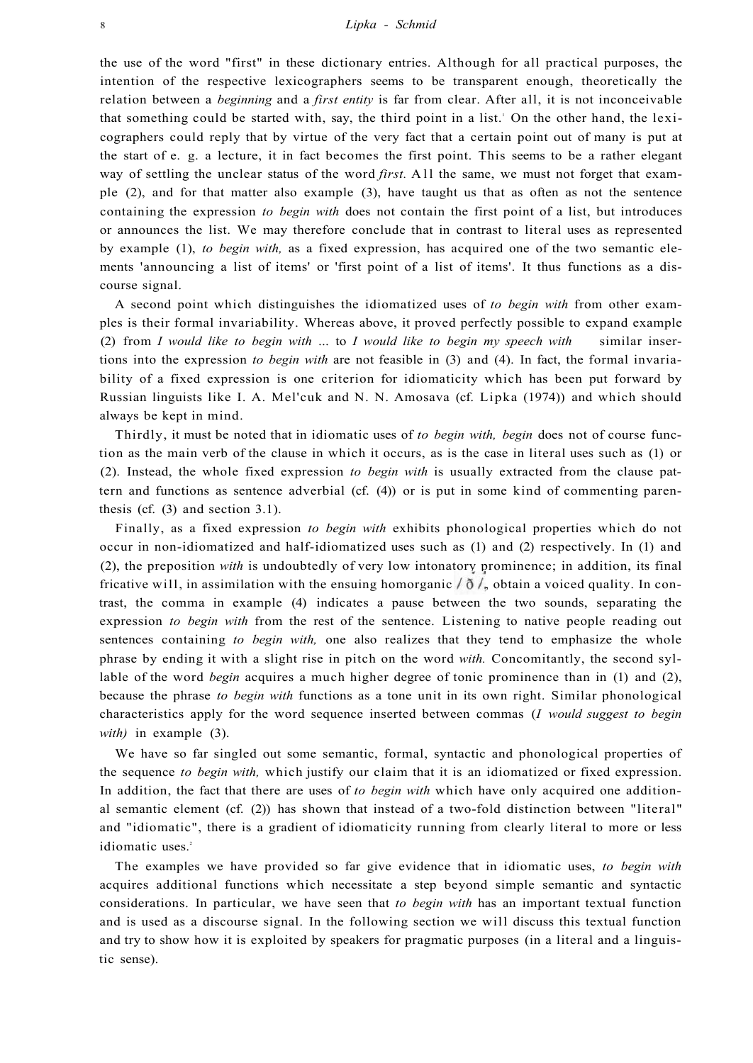the use of the word "first" in these dictionary entries. Although for all practical purposes, the intention of the respective lexicographers seems to be transparent enough, theoretically the relation between a *beginning* and a *first entity* is far from clear. After all, it is not inconceivable that something could be started with, say, the third point in a list.[1] On the other hand, the lexicographers could reply that by virtue of the very fact that a certain point out of many is put at the start of e. g. a lecture, it in fact becomes the first point. This seems to be a rather elegant way of settling the unclear status of the word *first.* All the same, we must not forget that example (2), and for that matter also example (3), have taught us that as often as not the sentence containing the expression *to begin with* does not contain the first point of a list, but introduces or announces the list. We may therefore conclude that in contrast to literal uses as represented by example (1), *to begin with,* as a fixed expression, has acquired one of the two semantic elements 'announcing a list of items' or 'first point of a list of items'. It thus functions as a discourse signal.

A second point which distinguishes the idiomatized uses of *to begin with* from other examples is their formal invariability. Whereas above, it proved perfectly possible to expand example (2) from *I would like to begin with* ... to *I would like to begin my speech with* similar insertions into the expression *to begin with* are not feasible in (3) and (4). In fact, the formal invariability of a fixed expression is one criterion for idiomaticity which has been put forward by Russian linguists like I. A. Mel'cuk and N. N. Amosava (cf. Lipka (1974)) and which should always be kept in mind.

Thirdly, it must be noted that in idiomatic uses of *to begin with, begin* does not of course function as the main verb of the clause in which it occurs, as is the case in literal uses such as (1) or (2). Instead, the whole fixed expression *to begin with* is usually extracted from the clause pattern and functions as sentence adverbial (cf. (4)) or is put in some kind of commenting parenthesis (cf. (3) and section 3.1).

Finally, as a fixed expression *to begin with* exhibits phonological properties which do not occur in non-idiomatized and half-idiomatized uses such as (1) and (2) respectively. In (1) and (2), the preposition *with* is undoubtedly of very low intonatory prominence; in addition, its final fricative will, in assimilation with the ensuing homorganic /ð/, obtain a voiced quality. In contrast, the comma in example (4) indicates a pause between the two sounds, separating the expression *to begin with* from the rest of the sentence. Listening to native people reading out sentences containing *to begin with,* one also realizes that they tend to emphasize the whole phrase by ending it with a slight rise in pitch on the word *with.* Concomitantly, the second syllable of the word *begin* acquires a much higher degree of tonic prominence than in (1) and (2), because the phrase *to begin with* functions as a tone unit in its own right. Similar phonological characteristics apply for the word sequence inserted between commas (*I would suggest to begin with)* in example (3).

We have so far singled out some semantic, formal, syntactic and phonological properties of the sequence *to begin with,* which justify our claim that it is an idiomatized or fixed expression. In addition, the fact that there are uses of *to begin with* which have only acquired one additional semantic element (cf. (2)) has shown that instead of a two-fold distinction between "literal" and "idiomatic", there is a gradient of idiomaticity running from clearly literal to more or less idiomatic uses.[2]

The examples we have provided so far give evidence that in idiomatic uses, *to begin with* acquires additional functions which necessitate a step beyond simple semantic and syntactic considerations. In particular, we have seen that *to begin with* has an important textual function and is used as a discourse signal. In the following section we will discuss this textual function and try to show how it is exploited by speakers for pragmatic purposes (in a literal and a linguistic sense).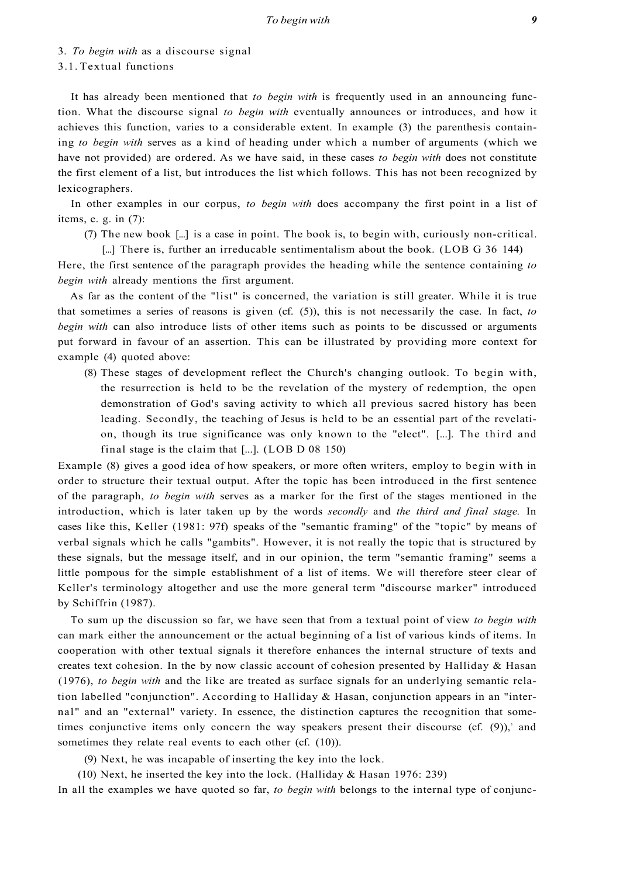## 3. *To begin with* as a discourse signal

### 3.1. Textual functions

It has already been mentioned that *to begin with* is frequently used in an announcing function. What the discourse signal *to begin with* eventually announces or introduces, and how it achieves this function, varies to a considerable extent. In example (3) the parenthesis containing *to begin with* serves as a kind of heading under which a number of arguments (which we have not provided) are ordered. As we have said, in these cases *to begin with* does not constitute the first element of a list, but introduces the list which follows. This has not been recognized by lexicographers.

In other examples in our corpus, *to begin with* does accompany the first point in a list of items, e. g. in (7):

> (7) The new book [...] is a case in point. The book is, to begin with, curiously non-critical. [...] There is, further an irreducable sentimentalism about the book. (LOB G 36 144)

Here, the first sentence of the paragraph provides the heading while the sentence containing *to begin with* already mentions the first argument.

As far as the content of the "list" is concerned, the variation is still greater. While it is true that sometimes a series of reasons is given (cf. (5)), this is not necessarily the case. In fact, *to begin with* can also introduce lists of other items such as points to be discussed or arguments put forward in favour of an assertion. This can be illustrated by providing more context for example (4) quoted above:

> (8) These stages of development reflect the Church's changing outlook. To begin with, the resurrection is held to be the revelation of the mystery of redemption, the open demonstration of God's saving activity to which all previous sacred history has been leading. Secondly, the teaching of Jesus is held to be an essential part of the revelation, though its true significance was only known to the "elect". [...]. The third and final stage is the claim that [...]. (LOB D 08 150)

Example (8) gives a good idea of how speakers, or more often writers, employ to begin with in order to structure their textual output. After the topic has been introduced in the first sentence of the paragraph, *to begin with* serves as a marker for the first of the stages mentioned in the introduction, which is later taken up by the words *secondly* and *the third and final stage.* In cases like this, Keller (1981: 97f) speaks of the "semantic framing" of the "topic" by means of verbal signals which he calls "gambits". However, it is not really the topic that is structured by these signals, but the message itself, and in our opinion, the term "semantic framing" seems a little pompous for the simple establishment of a list of items. We will therefore steer clear of Keller's terminology altogether and use the more general term "discourse marker" introduced by Schiffrin (1987).

To sum up the discussion so far, we have seen that from a textual point of view *to begin with* can mark either the announcement or the actual beginning of a list of various kinds of items. In cooperation with other textual signals it therefore enhances the internal structure of texts and creates text cohesion. In the by now classic account of cohesion presented by Halliday & Hasan (1976), *to begin with* and the like are treated as surface signals for an underlying semantic relation labelled "conjunction". According to Halliday & Hasan, conjunction appears in an "internal" and an "external" variety. In essence, the distinction captures the recognition that sometimes conjunctive items only concern the way speakers present their discourse (cf. (9)),[3] and sometimes they relate real events to each other (cf. (10)).

> (9) Next, he was incapable of inserting the key into the lock.
>
> (10) Next, he inserted the key into the lock. (Halliday & Hasan 1976: 239)

In all the examples we have quoted so far, *to begin with* belongs to the internal type of conjunc-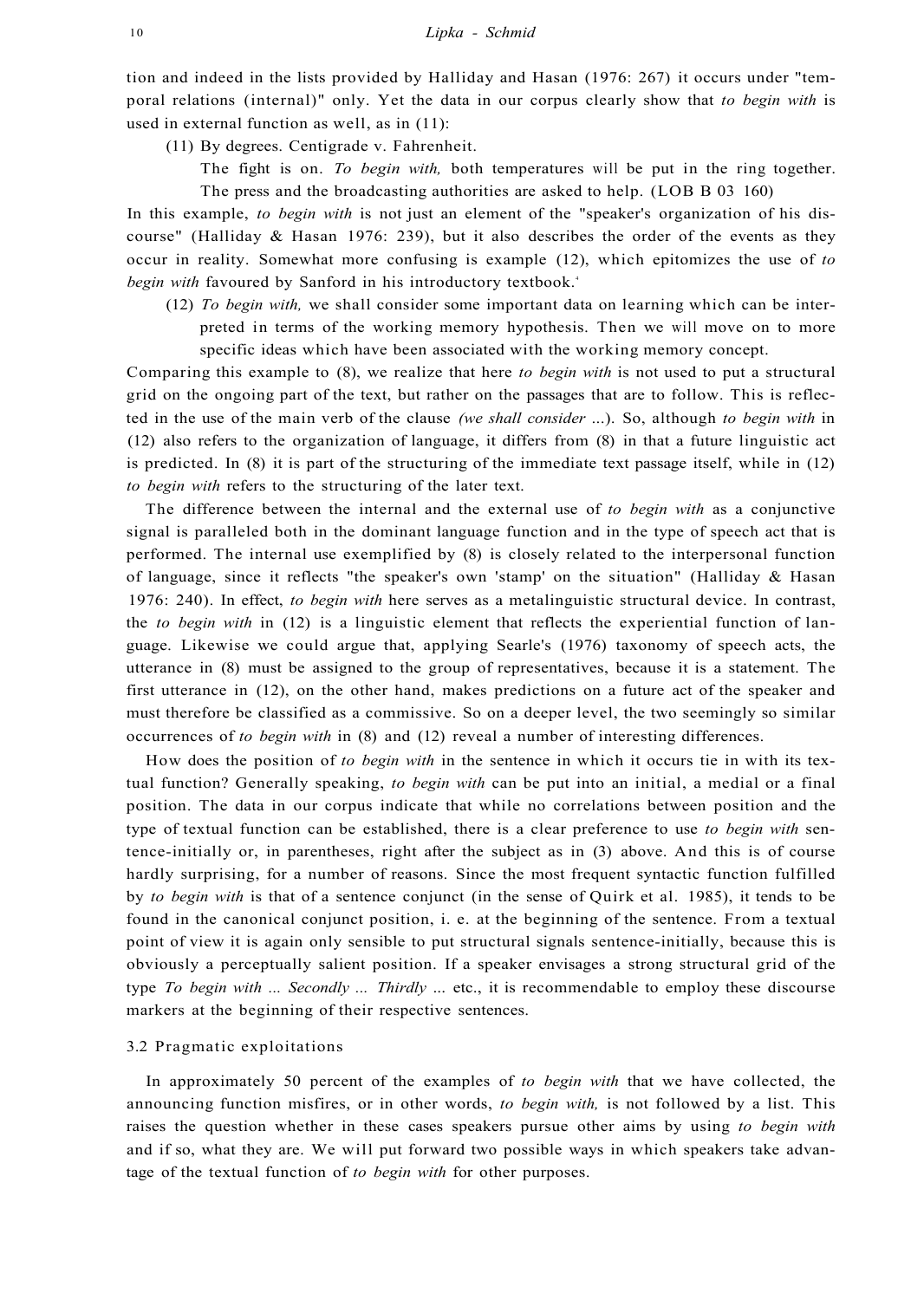tion and indeed in the lists provided by Halliday and Hasan (1976: 267) it occurs under "temporal relations (internal)" only. Yet the data in our corpus clearly show that *to begin with* is used in external function as well, as in (11):

(11) By degrees. Centigrade v. Fahrenheit.
The fight is on. *To begin with,* both temperatures will be put in the ring together. The press and the broadcasting authorities are asked to help. (LOB B 03 160)

In this example, *to begin with* is not just an element of the "speaker's organization of his discourse" (Halliday & Hasan 1976: 239), but it also describes the order of the events as they occur in reality. Somewhat more confusing is example (12), which epitomizes the use of *to begin with* favoured by Sanford in his introductory textbook.[4]

(12) *To begin with,* we shall consider some important data on learning which can be interpreted in terms of the working memory hypothesis. Then we will move on to more specific ideas which have been associated with the working memory concept.

Comparing this example to (8), we realize that here *to begin with* is not used to put a structural grid on the ongoing part of the text, but rather on the passages that are to follow. This is reflected in the use of the main verb of the clause *(we shall consider* ...). So, although *to begin with* in (12) also refers to the organization of language, it differs from (8) in that a future linguistic act is predicted. In (8) it is part of the structuring of the immediate text passage itself, while in (12) *to begin with* refers to the structuring of the later text.

The difference between the internal and the external use of *to begin with* as a conjunctive signal is paralleled both in the dominant language function and in the type of speech act that is performed. The internal use exemplified by (8) is closely related to the interpersonal function of language, since it reflects "the speaker's own 'stamp' on the situation" (Halliday & Hasan 1976: 240). In effect, *to begin with* here serves as a metalinguistic structural device. In contrast, the *to begin with* in (12) is a linguistic element that reflects the experiential function of language. Likewise we could argue that, applying Searle's (1976) taxonomy of speech acts, the utterance in (8) must be assigned to the group of representatives, because it is a statement. The first utterance in (12), on the other hand, makes predictions on a future act of the speaker and must therefore be classified as a commissive. So on a deeper level, the two seemingly so similar occurrences of *to begin with* in (8) and (12) reveal a number of interesting differences.

How does the position of *to begin with* in the sentence in which it occurs tie in with its textual function? Generally speaking, *to begin with* can be put into an initial, a medial or a final position. The data in our corpus indicate that while no correlations between position and the type of textual function can be established, there is a clear preference to use *to begin with* sentence-initially or, in parentheses, right after the subject as in (3) above. And this is of course hardly surprising, for a number of reasons. Since the most frequent syntactic function fulfilled by *to begin with* is that of a sentence conjunct (in the sense of Quirk et al. 1985), it tends to be found in the canonical conjunct position, i. e. at the beginning of the sentence. From a textual point of view it is again only sensible to put structural signals sentence-initially, because this is obviously a perceptually salient position. If a speaker envisages a strong structural grid of the type *To begin with ... Secondly ... Thirdly ...* etc., it is recommendable to employ these discourse markers at the beginning of their respective sentences.

### 3.2 Pragmatic exploitations

In approximately 50 percent of the examples of *to begin with* that we have collected, the announcing function misfires, or in other words, *to begin with,* is not followed by a list. This raises the question whether in these cases speakers pursue other aims by using *to begin with* and if so, what they are. We will put forward two possible ways in which speakers take advantage of the textual function of *to begin with* for other purposes.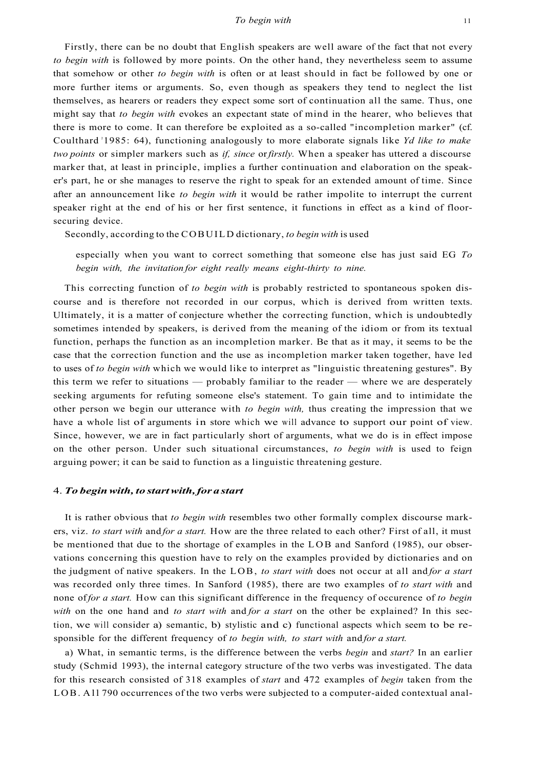Firstly, there can be no doubt that English speakers are well aware of the fact that not every *to begin with* is followed by more points. On the other hand, they nevertheless seem to assume that somehow or other *to begin with* is often or at least should in fact be followed by one or more further items or arguments. So, even though as speakers they tend to neglect the list themselves, as hearers or readers they expect some sort of continuation all the same. Thus, one might say that *to begin with* evokes an expectant state of mind in the hearer, who believes that there is more to come. It can therefore be exploited as a so-called "incompletion marker" (cf. Coulthard [2]1985: 64), functioning analogously to more elaborate signals like *Yd like to make two points* or simpler markers such as *if, since* or *firstly.* When a speaker has uttered a discourse marker that, at least in principle, implies a further continuation and elaboration on the speaker's part, he or she manages to reserve the right to speak for an extended amount of time. Since after an announcement like *to begin with* it would be rather impolite to interrupt the current speaker right at the end of his or her first sentence, it functions in effect as a kind of floor-securing device.

Secondly, according to the COBUILD dictionary, *to begin with* is used

> especially when you want to correct something that someone else has just said EG *To begin with, the invitation for eight really means eight-thirty to nine.*

This correcting function of *to begin with* is probably restricted to spontaneous spoken discourse and is therefore not recorded in our corpus, which is derived from written texts. Ultimately, it is a matter of conjecture whether the correcting function, which is undoubtedly sometimes intended by speakers, is derived from the meaning of the idiom or from its textual function, perhaps the function as an incompletion marker. Be that as it may, it seems to be the case that the correction function and the use as incompletion marker taken together, have led to uses of *to begin with* which we would like to interpret as "linguistic threatening gestures". By this term we refer to situations — probably familiar to the reader — where we are desperately seeking arguments for refuting someone else's statement. To gain time and to intimidate the other person we begin our utterance with *to begin with,* thus creating the impression that we have a whole list of arguments in store which we will advance to support our point of view. Since, however, we are in fact particularly short of arguments, what we do is in effect impose on the other person. Under such situational circumstances, *to begin with* is used to feign arguing power; it can be said to function as a linguistic threatening gesture.

## 4. *To begin with, to start with, for a start*

It is rather obvious that *to begin with* resembles two other formally complex discourse markers, viz. *to start with* and *for a start.* How are the three related to each other? First of all, it must be mentioned that due to the shortage of examples in the LOB and Sanford (1985), our observations concerning this question have to rely on the examples provided by dictionaries and on the judgment of native speakers. In the LOB, *to start with* does not occur at all and *for a start* was recorded only three times. In Sanford (1985), there are two examples of *to start with* and none of *for a start.* How can this significant difference in the frequency of occurence of *to begin with* on the one hand and *to start with* and *for a start* on the other be explained? In this section, we will consider a) semantic, b) stylistic and c) functional aspects which seem to be responsible for the different frequency of *to begin with, to start with* and *for a start.*

a) What, in semantic terms, is the difference between the verbs *begin* and *start?* In an earlier study (Schmid 1993), the internal category structure of the two verbs was investigated. The data for this research consisted of 318 examples of *start* and 472 examples of *begin* taken from the LOB. All 790 occurrences of the two verbs were subjected to a computer-aided contextual anal-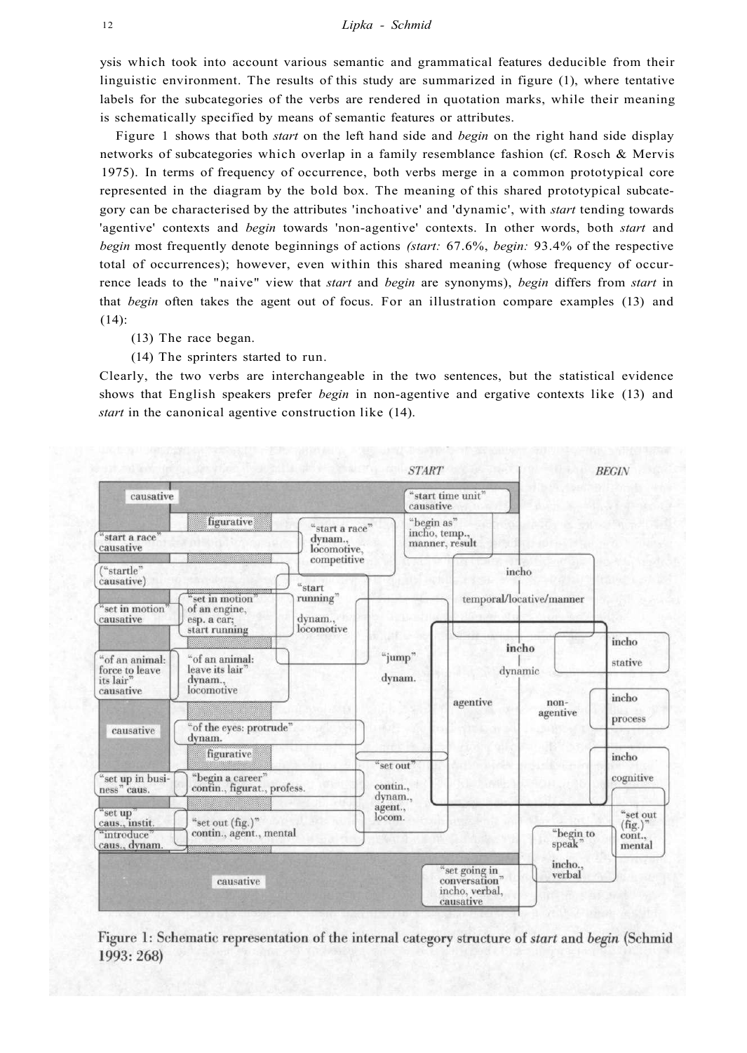ysis which took into account various semantic and grammatical features deducible from their linguistic environment. The results of this study are summarized in figure (1), where tentative labels for the subcategories of the verbs are rendered in quotation marks, while their meaning is schematically specified by means of semantic features or attributes.

Figure 1 shows that both *start* on the left hand side and *begin* on the right hand side display networks of subcategories which overlap in a family resemblance fashion (cf. Rosch & Mervis 1975). In terms of frequency of occurrence, both verbs merge in a common prototypical core represented in the diagram by the bold box. The meaning of this shared prototypical subcategory can be characterised by the attributes 'inchoative' and 'dynamic', with *start* tending towards 'agentive' contexts and *begin* towards 'non-agentive' contexts. In other words, both *start* and *begin* most frequently denote beginnings of actions *(start:* 67.6%, *begin:* 93.4% of the respective total of occurrences); however, even within this shared meaning (whose frequency of occurrence leads to the "naive" view that *start* and *begin* are synonyms), *begin* differs from *start* in that *begin* often takes the agent out of focus. For an illustration compare examples (13) and (14):

(13) The race began.

(14) The sprinters started to run.

Clearly, the two verbs are interchangeable in the two sentences, but the statistical evidence shows that English speakers prefer *begin* in non-agentive and ergative contexts like (13) and *start* in the canonical agentive construction like (14).

Figure 1: Schematic representation of the internal category structure of *start* and *begin* (Schmid 1993: 268)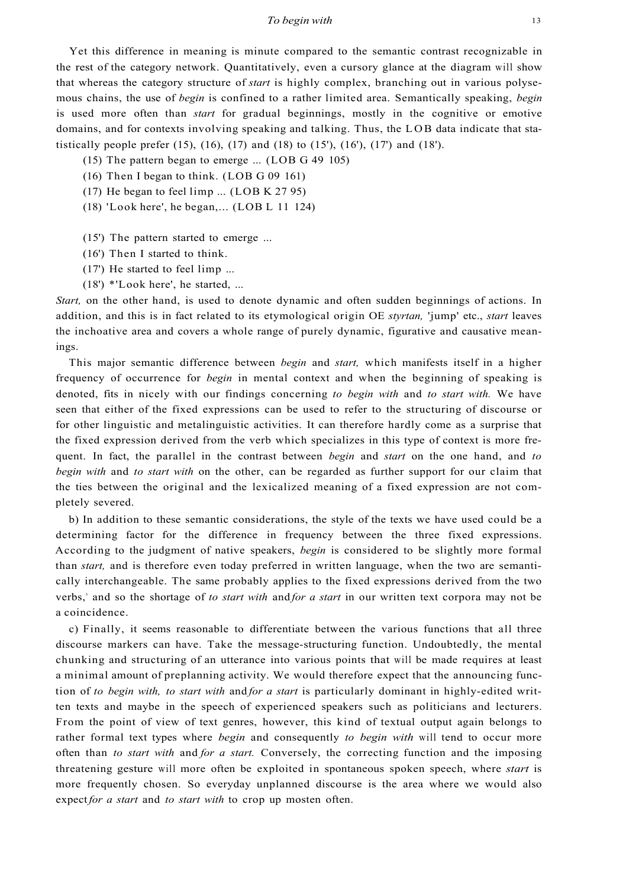Yet this difference in meaning is minute compared to the semantic contrast recognizable in the rest of the category network. Quantitatively, even a cursory glance at the diagram will show that whereas the category structure of *start* is highly complex, branching out in various polysemous chains, the use of *begin* is confined to a rather limited area. Semantically speaking, *begin* is used more often than *start* for gradual beginnings, mostly in the cognitive or emotive domains, and for contexts involving speaking and talking. Thus, the LOB data indicate that statistically people prefer (15), (16), (17) and (18) to (15'), (16'), (17') and (18').

(15) The pattern began to emerge ... (LOB G 49 105)

(16) Then I began to think. (LOB G 09 161)

(17) He began to feel limp ... (LOB K 27 95)

(18) 'Look here', he began,... (LOB L 11 124)

(15') The pattern started to emerge ...

(16') Then I started to think.

(17') He started to feel limp ...

(18') *'Look here', he started, ...

*Start,* on the other hand, is used to denote dynamic and often sudden beginnings of actions. In addition, and this is in fact related to its etymological origin OE *styrtan,* 'jump' etc., *start* leaves the inchoative area and covers a whole range of purely dynamic, figurative and causative meanings.

This major semantic difference between *begin* and *start,* which manifests itself in a higher frequency of occurrence for *begin* in mental context and when the beginning of speaking is denoted, fits in nicely with our findings concerning *to begin with* and *to start with.* We have seen that either of the fixed expressions can be used to refer to the structuring of discourse or for other linguistic and metalinguistic activities. It can therefore hardly come as a surprise that the fixed expression derived from the verb which specializes in this type of context is more frequent. In fact, the parallel in the contrast between *begin* and *start* on the one hand, and *to begin with* and *to start with* on the other, can be regarded as further support for our claim that the ties between the original and the lexicalized meaning of a fixed expression are not completely severed.

b) In addition to these semantic considerations, the style of the texts we have used could be a determining factor for the difference in frequency between the three fixed expressions. According to the judgment of native speakers, *begin* is considered to be slightly more formal than *start,* and is therefore even today preferred in written language, when the two are semantically interchangeable. The same probably applies to the fixed expressions derived from the two verbs,[5] and so the shortage of *to start with* and *for a start* in our written text corpora may not be a coincidence.

c) Finally, it seems reasonable to differentiate between the various functions that all three discourse markers can have. Take the message-structuring function. Undoubtedly, the mental chunking and structuring of an utterance into various points that will be made requires at least a minimal amount of preplanning activity. We would therefore expect that the announcing function of *to begin with, to start with* and *for a start* is particularly dominant in highly-edited written texts and maybe in the speech of experienced speakers such as politicians and lecturers. From the point of view of text genres, however, this kind of textual output again belongs to rather formal text types where *begin* and consequently *to begin with* will tend to occur more often than *to start with* and *for a start.* Conversely, the correcting function and the imposing threatening gesture will more often be exploited in spontaneous spoken speech, where *start* is more frequently chosen. So everyday unplanned discourse is the area where we would also expect *for a start* and *to start with* to crop up mosten often.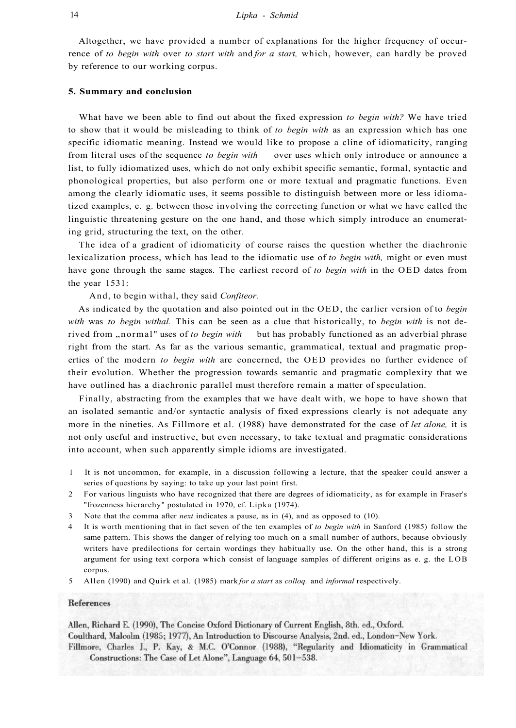Altogether, we have provided a number of explanations for the higher frequency of occurrence of *to begin with* over *to start with* and *for a start,* which, however, can hardly be proved by reference to our working corpus.

### 5. Summary and conclusion

What have we been able to find out about the fixed expression *to begin with?* We have tried to show that it would be misleading to think of *to begin with* as an expression which has one specific idiomatic meaning. Instead we would like to propose a cline of idiomaticity, ranging from literal uses of the sequence *to begin with* over uses which only introduce or announce a list, to fully idiomatized uses, which do not only exhibit specific semantic, formal, syntactic and phonological properties, but also perform one or more textual and pragmatic functions. Even among the clearly idiomatic uses, it seems possible to distinguish between more or less idiomatized examples, e. g. between those involving the correcting function or what we have called the linguistic threatening gesture on the one hand, and those which simply introduce an enumerating grid, structuring the text, on the other.

The idea of a gradient of idiomaticity of course raises the question whether the diachronic lexicalization process, which has lead to the idiomatic use of *to begin with,* might or even must have gone through the same stages. The earliest record of *to begin with* in the OED dates from the year 1531:

> And, to begin withal, they said *Confiteor.*

As indicated by the quotation and also pointed out in the OED, the earlier version of to *begin with* was *to begin withal.* This can be seen as a clue that historically, to *begin with* is not derived from „normal" uses of *to begin with* but has probably functioned as an adverbial phrase right from the start. As far as the various semantic, grammatical, textual and pragmatic properties of the modern *to begin with* are concerned, the OED provides no further evidence of their evolution. Whether the progression towards semantic and pragmatic complexity that we have outlined has a diachronic parallel must therefore remain a matter of speculation.

Finally, abstracting from the examples that we have dealt with, we hope to have shown that an isolated semantic and/or syntactic analysis of fixed expressions clearly is not adequate any more in the nineties. As Fillmore et al. (1988) have demonstrated for the case of *let alone,* it is not only useful and instructive, but even necessary, to take textual and pragmatic considerations into account, when such apparently simple idioms are investigated.

1 It is not uncommon, for example, in a discussion following a lecture, that the speaker could answer a series of questions by saying: to take up your last point first.

2 For various linguists who have recognized that there are degrees of idiomaticity, as for example in Fraser's "frozenness hierarchy" postulated in 1970, cf. Lipka (1974).

3 Note that the comma after *next* indicates a pause, as in (4), and as opposed to (10).

4 It is worth mentioning that in fact seven of the ten examples of *to begin with* in Sanford (1985) follow the same pattern. This shows the danger of relying too much on a small number of authors, because obviously writers have predilections for certain wordings they habitually use. On the other hand, this is a strong argument for using text corpora which consist of language samples of different origins as e. g. the LOB corpus.

5 Allen (1990) and Quirk et al. (1985) mark *for a start* as *colloq.* and *informal* respectively.

### References

Allen, Richard E. (1990), The Concise Oxford Dictionary of Current English, 8th. ed., Oxford.

Coulthard, Malcolm (1985; 1977), An Introduction to Discourse Analysis, 2nd. ed., London–New York.

Fillmore, Charles J., P. Kay, & M.C. O'Connor (1988), "Regularity and Idiomaticity in Grammatical Constructions: The Case of Let Alone", Language 64, 501–538.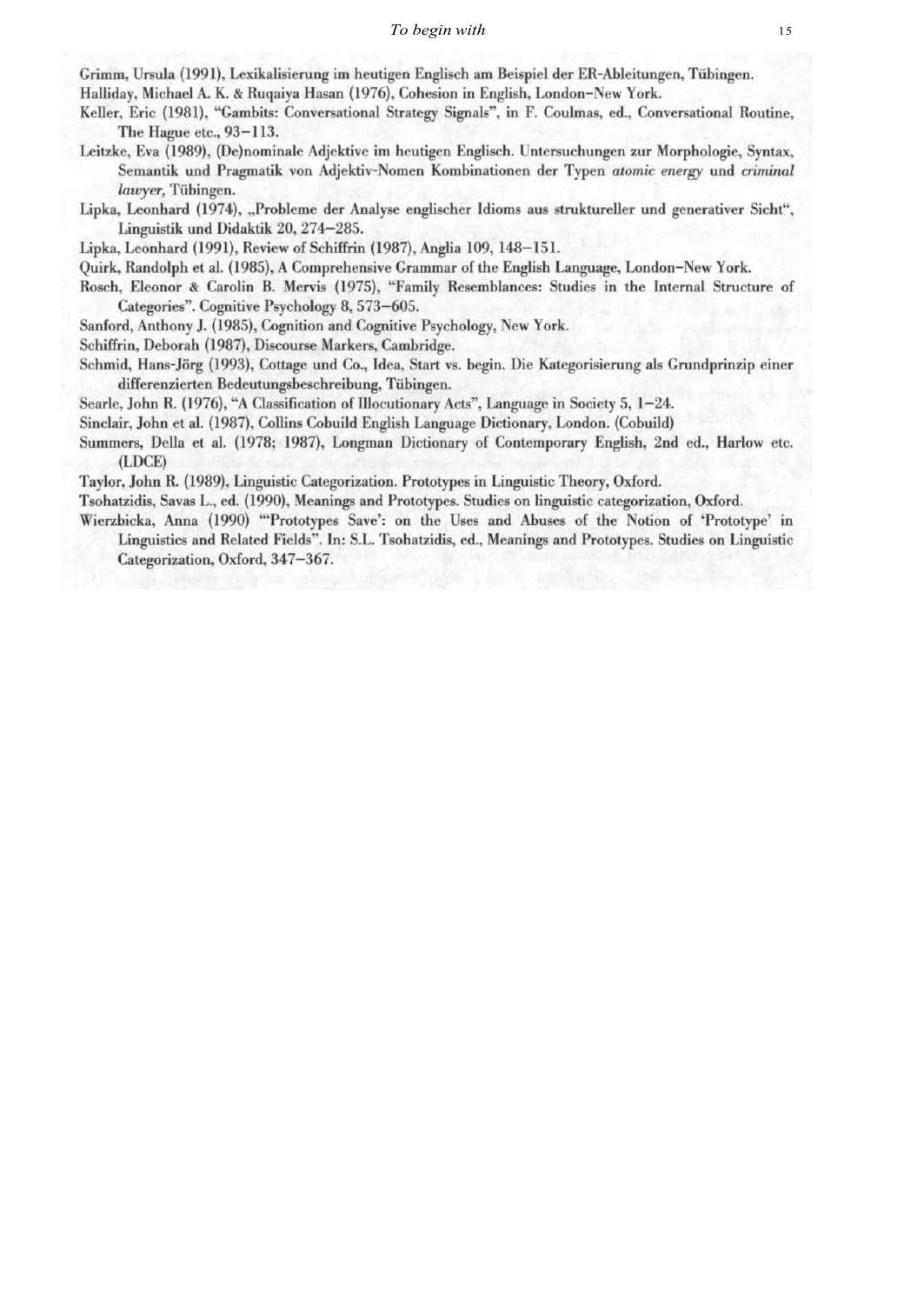Grimm, Ursula (1991), Lexikalisierung im heutigen Englisch am Beispiel der ER-Ableitungen, Tübingen.

Halliday, Michael A. K. & Ruqaiya Hasan (1976), Cohesion in English, London–New York.

Keller, Eric (1981), "Gambits: Conversational Strategy Signals", in F. Coulmas, ed., Conversational Routine, The Hague etc., 93–113.

Leitzke, Eva (1989), (De)nominale Adjektive im heutigen Englisch. Untersuchungen zur Morphologie, Syntax, Semantik und Pragmatik von Adjektiv-Nomen Kombinationen der Typen *atomic energy* und *criminal lawyer*, Tübingen.

Lipka, Leonhard (1974), „Probleme der Analyse englischer Idioms aus struktureller und generativer Sicht", Linguistik und Didaktik 20, 274–285.

Lipka, Leonhard (1991), Review of Schiffrin (1987), Anglia 109, 148–151.

Quirk, Randolph et al. (1985), A Comprehensive Grammar of the English Language, London–New York.

Rosch, Eleonor & Carolin B. Mervis (1975), "Family Resemblances: Studies in the Internal Structure of Categories". Cognitive Psychology 8, 573–605.

Sanford, Anthony J. (1985), Cognition and Cognitive Psychology, New York.

Schiffrin, Deborah (1987), Discourse Markers, Cambridge.

Schmid, Hans-Jörg (1993), Cottage und Co., Idea, Start vs. begin. Die Kategorisierung als Grundprinzip einer differenzierten Bedeutungsbeschreibung, Tübingen.

Searle, John R. (1976), "A Classification of Illocutionary Acts", Language in Society 5, 1–24.

Sinclair, John et al. (1987), Collins Cobuild English Language Dictionary, London. (Cobuild)

Summers, Della et al. (1978; 1987), Longman Dictionary of Contemporary English, 2nd ed., Harlow etc. (LDCE)

Taylor, John R. (1989), Linguistic Categorization. Prototypes in Linguistic Theory, Oxford.

Tsohatzidis, Savas L., ed. (1990), Meanings and Prototypes. Studies on linguistic categorization, Oxford.

Wierzbicka, Anna (1990) "'Prototypes Save': on the Uses and Abuses of the Notion of 'Prototype' in Linguistics and Related Fields". In: S.L. Tsohatzidis, ed., Meanings and Prototypes. Studies on Linguistic Categorization, Oxford, 347–367.